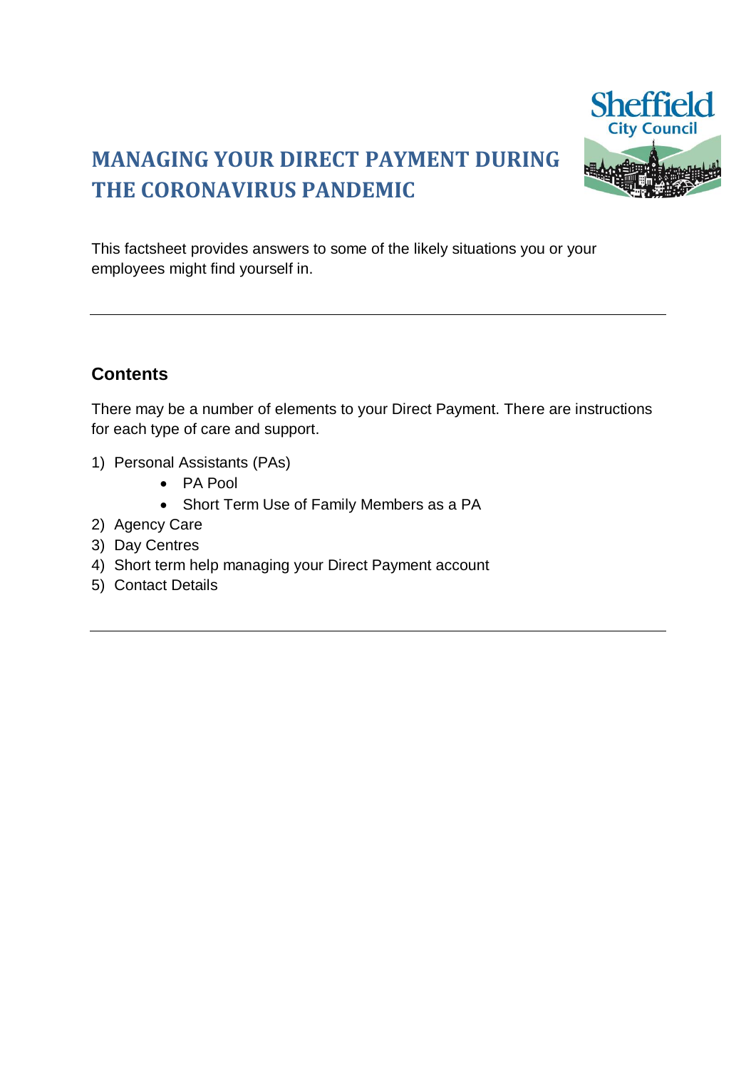# MANAGING YOUR DIRECT PAYMENT DURING THE CORONAVIRUS PANDEMIC

This factsheet provides answers to some of the likely situations you or your employees might find yourself in.

---

## Contents

There may be a number of elements to your Direct Payment. There are instructions for each type of care and support.

1) Personal Assistants (PAs)
    - PA Pool
    - Short Term Use of Family Members as a PA
2) Agency Care
3) Day Centres
4) Short term help managing your Direct Payment account
5) Contact Details

---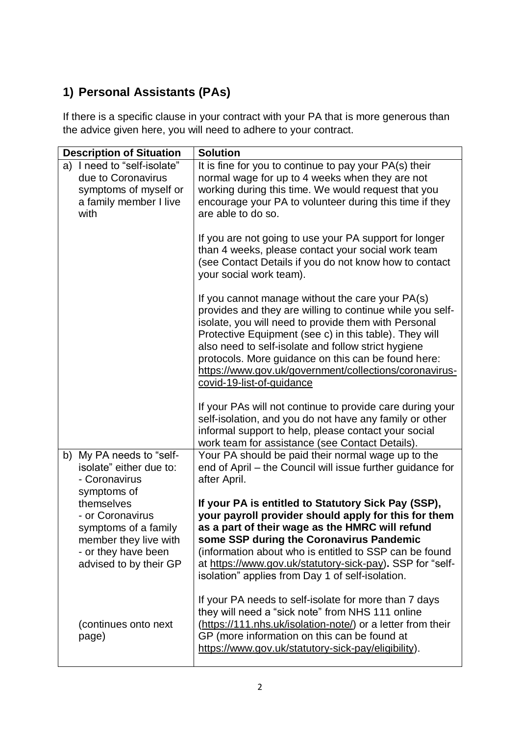## 1) Personal Assistants (PAs)

If there is a specific clause in your contract with your PA that is more generous than the advice given here, you will need to adhere to your contract.

| Description of Situation | Solution |
|---|---|
| a) I need to "self-isolate" due to Coronavirus symptoms of myself or a family member I live with | It is fine for you to continue to pay your PA(s) their normal wage for up to 4 weeks when they are not working during this time. We would request that you encourage your PA to volunteer during this time if they are able to do so.<br><br>If you are not going to use your PA support for longer than 4 weeks, please contact your social work team (see Contact Details if you do not know how to contact your social work team).<br><br>If you cannot manage without the care your PA(s) provides and they are willing to continue while you self-isolate, you will need to provide them with Personal Protective Equipment (see c) in this table). They will also need to self-isolate and follow strict hygiene protocols. More guidance on this can be found here: https://www.gov.uk/government/collections/coronavirus-covid-19-list-of-guidance<br><br>If your PAs will not continue to provide care during your self-isolation, and you do not have any family or other informal support to help, please contact your social work team for assistance (see Contact Details). |
| b) My PA needs to "self-isolate" either due to:<br>- Coronavirus symptoms of themselves<br>- or Coronavirus symptoms of a family member they live with<br>- or they have been advised to by their GP<br><br>(continues onto next page) | Your PA should be paid their normal wage up to the end of April – the Council will issue further guidance for after April.<br><br>**If your PA is entitled to Statutory Sick Pay (SSP), your payroll provider should apply for this for them as a part of their wage as the HMRC will refund some SSP during the Coronavirus Pandemic** (information about who is entitled to SSP can be found at https://www.gov.uk/statutory-sick-pay)**.** SSP for "self-isolation" applies from Day 1 of self-isolation.<br><br>If your PA needs to self-isolate for more than 7 days they will need a "sick note" from NHS 111 online (https://111.nhs.uk/isolation-note/) or a letter from their GP (more information on this can be found at https://www.gov.uk/statutory-sick-pay/eligibility). |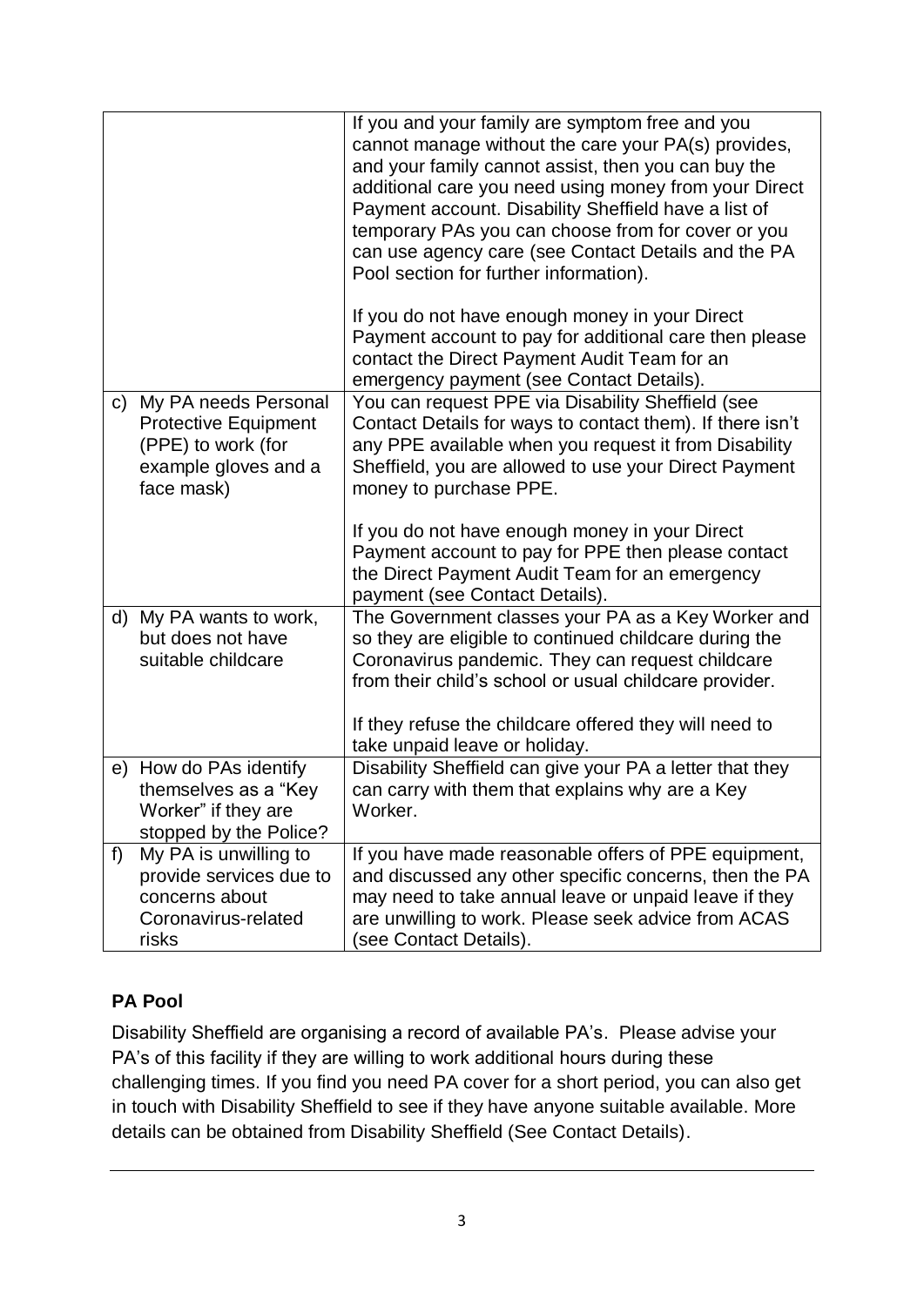| | |
|---|---|
| | If you and your family are symptom free and you cannot manage without the care your PA(s) provides, and your family cannot assist, then you can buy the additional care you need using money from your Direct Payment account. Disability Sheffield have a list of temporary PAs you can choose from for cover or you can use agency care (see Contact Details and the PA Pool section for further information).<br><br>If you do not have enough money in your Direct Payment account to pay for additional care then please contact the Direct Payment Audit Team for an emergency payment (see Contact Details). |
| c) My PA needs Personal Protective Equipment (PPE) to work (for example gloves and a face mask) | You can request PPE via Disability Sheffield (see Contact Details for ways to contact them). If there isn't any PPE available when you request it from Disability Sheffield, you are allowed to use your Direct Payment money to purchase PPE.<br><br>If you do not have enough money in your Direct Payment account to pay for PPE then please contact the Direct Payment Audit Team for an emergency payment (see Contact Details). |
| d) My PA wants to work, but does not have suitable childcare | The Government classes your PA as a Key Worker and so they are eligible to continued childcare during the Coronavirus pandemic. They can request childcare from their child's school or usual childcare provider.<br><br>If they refuse the childcare offered they will need to take unpaid leave or holiday. |
| e) How do PAs identify themselves as a "Key Worker" if they are stopped by the Police? | Disability Sheffield can give your PA a letter that they can carry with them that explains why are a Key Worker. |
| f) My PA is unwilling to provide services due to concerns about Coronavirus-related risks | If you have made reasonable offers of PPE equipment, and discussed any other specific concerns, then the PA may need to take annual leave or unpaid leave if they are unwilling to work. Please seek advice from ACAS (see Contact Details). |

### PA Pool

Disability Sheffield are organising a record of available PA's. Please advise your PA's of this facility if they are willing to work additional hours during these challenging times. If you find you need PA cover for a short period, you can also get in touch with Disability Sheffield to see if they have anyone suitable available. More details can be obtained from Disability Sheffield (See Contact Details).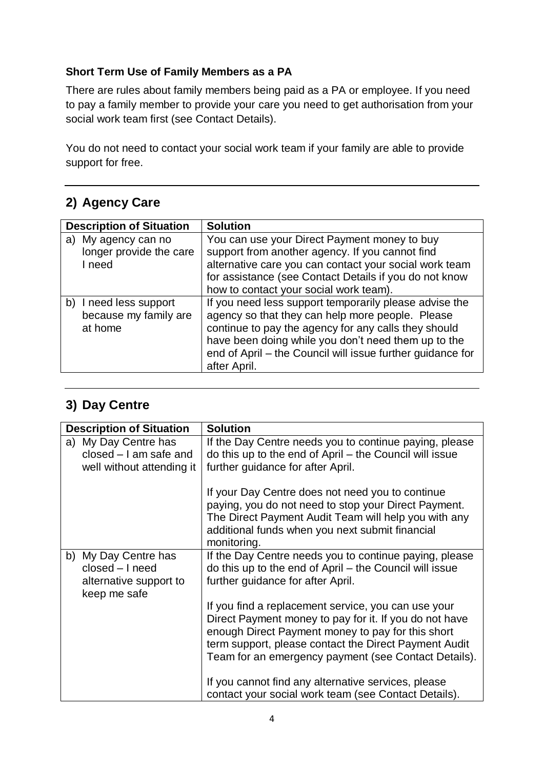**Short Term Use of Family Members as a PA**

There are rules about family members being paid as a PA or employee. If you need to pay a family member to provide your care you need to get authorisation from your social work team first (see Contact Details).

You do not need to contact your social work team if your family are able to provide support for free.

---

## 2) Agency Care

| Description of Situation | Solution |
| --- | --- |
| a) My agency can no longer provide the care I need | You can use your Direct Payment money to buy support from another agency. If you cannot find alternative care you can contact your social work team for assistance (see Contact Details if you do not know how to contact your social work team). |
| b) I need less support because my family are at home | If you need less support temporarily please advise the agency so that they can help more people. Please continue to pay the agency for any calls they should have been doing while you don't need them up to the end of April – the Council will issue further guidance for after April. |

---

## 3) Day Centre

| Description of Situation | Solution |
| --- | --- |
| a) My Day Centre has closed – I am safe and well without attending it | If the Day Centre needs you to continue paying, please do this up to the end of April – the Council will issue further guidance for after April.<br><br>If your Day Centre does not need you to continue paying, you do not need to stop your Direct Payment. The Direct Payment Audit Team will help you with any additional funds when you next submit financial monitoring. |
| b) My Day Centre has closed – I need alternative support to keep me safe | If the Day Centre needs you to continue paying, please do this up to the end of April – the Council will issue further guidance for after April.<br><br>If you find a replacement service, you can use your Direct Payment money to pay for it. If you do not have enough Direct Payment money to pay for this short term support, please contact the Direct Payment Audit Team for an emergency payment (see Contact Details).<br><br>If you cannot find any alternative services, please contact your social work team (see Contact Details). |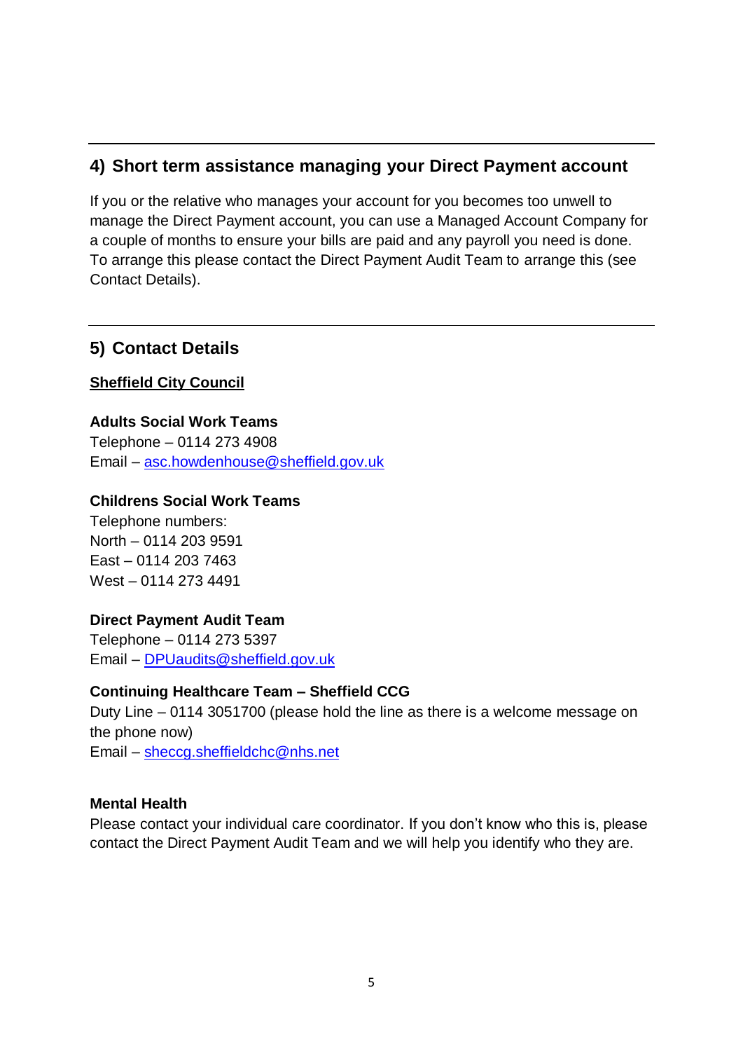## 4) Short term assistance managing your Direct Payment account

If you or the relative who manages your account for you becomes too unwell to manage the Direct Payment account, you can use a Managed Account Company for a couple of months to ensure your bills are paid and any payroll you need is done. To arrange this please contact the Direct Payment Audit Team to arrange this (see Contact Details).

## 5) Contact Details

**Sheffield City Council**

**Adults Social Work Teams**
Telephone – 0114 273 4908
Email – asc.howdenhouse@sheffield.gov.uk

**Childrens Social Work Teams**
Telephone numbers:
North – 0114 203 9591
East – 0114 203 7463
West – 0114 273 4491

**Direct Payment Audit Team**
Telephone – 0114 273 5397
Email – DPUaudits@sheffield.gov.uk

**Continuing Healthcare Team – Sheffield CCG**
Duty Line – 0114 3051700 (please hold the line as there is a welcome message on the phone now)
Email – sheccg.sheffieldchc@nhs.net

**Mental Health**
Please contact your individual care coordinator. If you don't know who this is, please contact the Direct Payment Audit Team and we will help you identify who they are.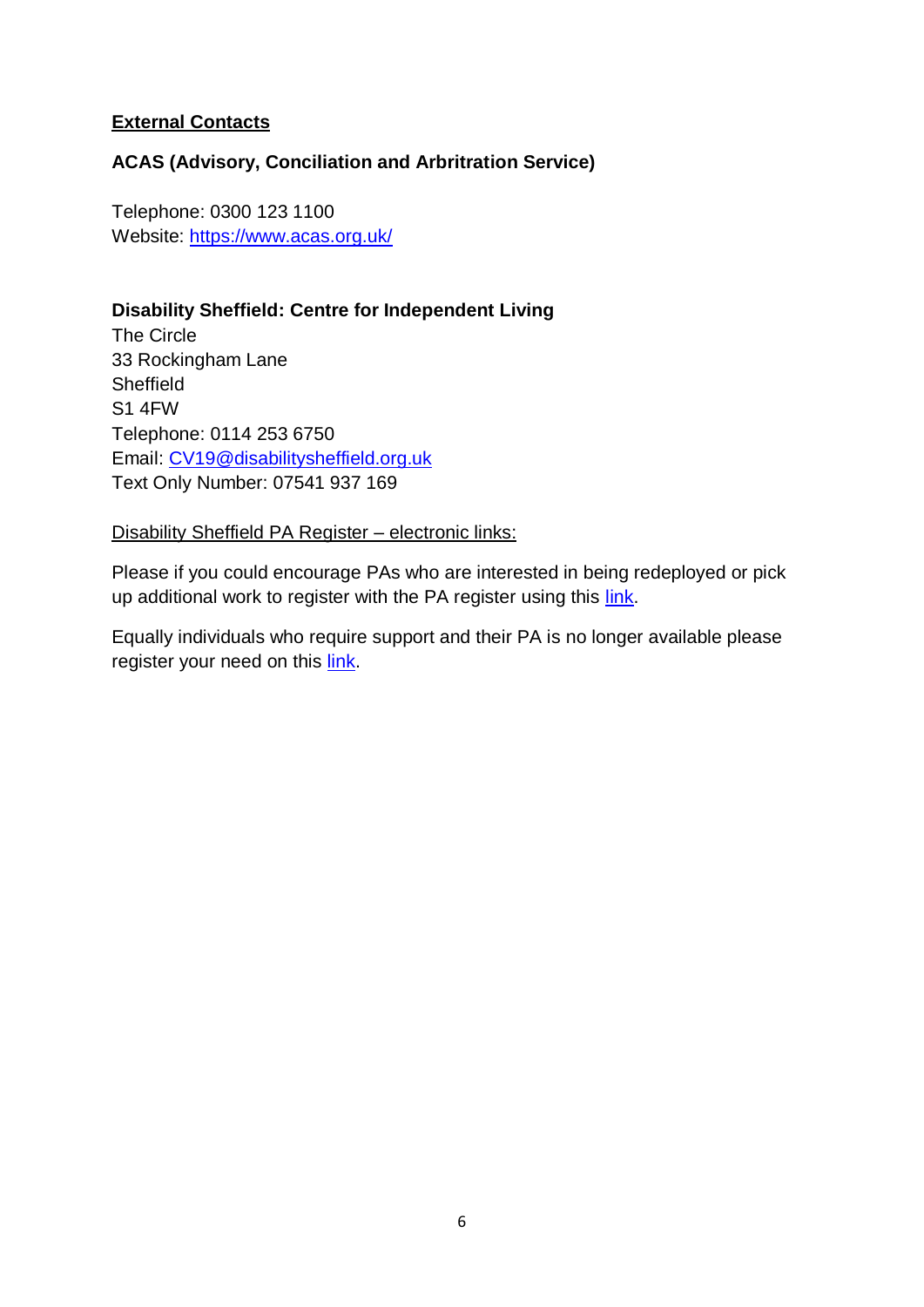## External Contacts

**ACAS (Advisory, Conciliation and Arbitration Service)**

Telephone: 0300 123 1100
Website: https://www.acas.org.uk/

**Disability Sheffield: Centre for Independent Living**
The Circle
33 Rockingham Lane
Sheffield
S1 4FW
Telephone: 0114 253 6750
Email: CV19@disabilitysheffield.org.uk
Text Only Number: 07541 937 169

Disability Sheffield PA Register – electronic links:

Please if you could encourage PAs who are interested in being redeployed or pick up additional work to register with the PA register using this link.

Equally individuals who require support and their PA is no longer available please register your need on this link.